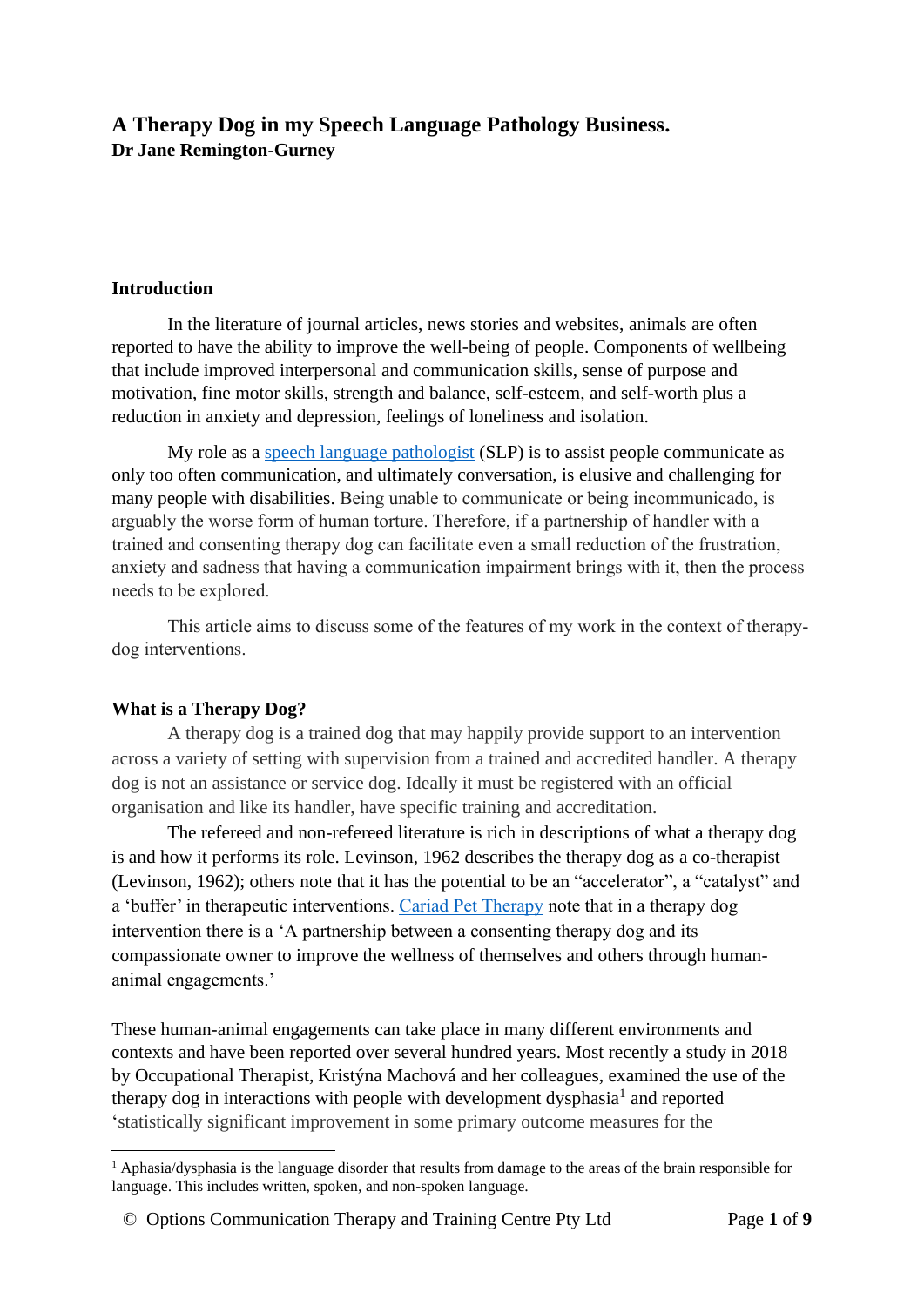# A Therapy Dog in my Speech Language Pathology Business.

**Dr Jane Remington-Gurney**

## Introduction

In the literature of journal articles, news stories and websites, animals are often reported to have the ability to improve the well-being of people. Components of wellbeing that include improved interpersonal and communication skills, sense of purpose and motivation, fine motor skills, strength and balance, self-esteem, and self-worth plus a reduction in anxiety and depression, feelings of loneliness and isolation.

My role as a speech language pathologist (SLP) is to assist people communicate as only too often communication, and ultimately conversation, is elusive and challenging for many people with disabilities. Being unable to communicate or being incommunicado, is arguably the worse form of human torture. Therefore, if a partnership of handler with a trained and consenting therapy dog can facilitate even a small reduction of the frustration, anxiety and sadness that having a communication impairment brings with it, then the process needs to be explored.

This article aims to discuss some of the features of my work in the context of therapy-dog interventions.

## What is a Therapy Dog?

A therapy dog is a trained dog that may happily provide support to an intervention across a variety of setting with supervision from a trained and accredited handler. A therapy dog is not an assistance or service dog. Ideally it must be registered with an official organisation and like its handler, have specific training and accreditation.

The refereed and non-refereed literature is rich in descriptions of what a therapy dog is and how it performs its role. Levinson, 1962 describes the therapy dog as a co-therapist (Levinson, 1962); others note that it has the potential to be an "accelerator", a "catalyst" and a 'buffer' in therapeutic interventions. Cariad Pet Therapy note that in a therapy dog intervention there is a 'A partnership between a consenting therapy dog and its compassionate owner to improve the wellness of themselves and others through human-animal engagements.'

These human-animal engagements can take place in many different environments and contexts and have been reported over several hundred years. Most recently a study in 2018 by Occupational Therapist, Kristýna Machová and her colleagues, examined the use of the therapy dog in interactions with people with development dysphasia[1] and reported 'statistically significant improvement in some primary outcome measures for the

---

[1] Aphasia/dysphasia is the language disorder that results from damage to the areas of the brain responsible for language. This includes written, spoken, and non-spoken language.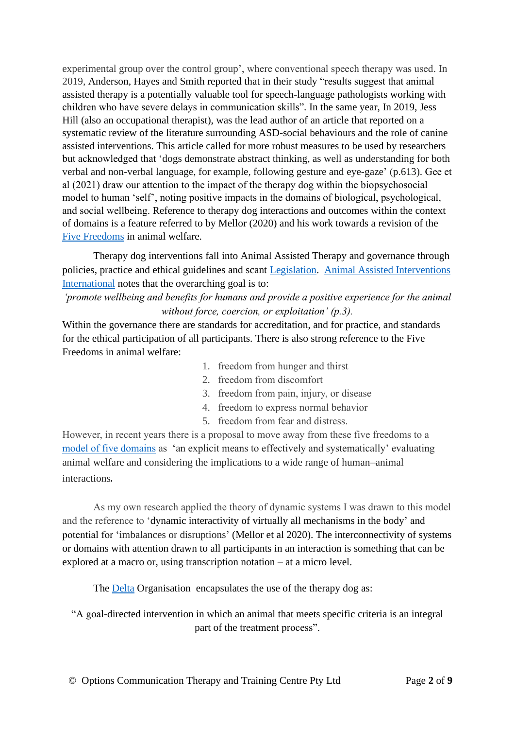experimental group over the control group', where conventional speech therapy was used. In 2019, Anderson, Hayes and Smith reported that in their study "results suggest that animal assisted therapy is a potentially valuable tool for speech-language pathologists working with children who have severe delays in communication skills". In the same year, In 2019, Jess Hill (also an occupational therapist), was the lead author of an article that reported on a systematic review of the literature surrounding ASD-social behaviours and the role of canine assisted interventions. This article called for more robust measures to be used by researchers but acknowledged that 'dogs demonstrate abstract thinking, as well as understanding for both verbal and non-verbal language, for example, following gesture and eye-gaze' (p.613). Gee et al (2021) draw our attention to the impact of the therapy dog within the biopsychosocial model to human 'self', noting positive impacts in the domains of biological, psychological, and social wellbeing. Reference to therapy dog interactions and outcomes within the context of domains is a feature referred to by Mellor (2020) and his work towards a revision of the Five Freedoms in animal welfare.

Therapy dog interventions fall into Animal Assisted Therapy and governance through policies, practice and ethical guidelines and scant Legislation. Animal Assisted Interventions International notes that the overarching goal is to:

*'promote wellbeing and benefits for humans and provide a positive experience for the animal without force, coercion, or exploitation' (p.3).*

Within the governance there are standards for accreditation, and for practice, and standards for the ethical participation of all participants. There is also strong reference to the Five Freedoms in animal welfare:

1. freedom from hunger and thirst
2. freedom from discomfort
3. freedom from pain, injury, or disease
4. freedom to express normal behavior
5. freedom from fear and distress.

However, in recent years there is a proposal to move away from these five freedoms to a model of five domains as 'an explicit means to effectively and systematically' evaluating animal welfare and considering the implications to a wide range of human–animal interactions**.**

As my own research applied the theory of dynamic systems I was drawn to this model and the reference to 'dynamic interactivity of virtually all mechanisms in the body' and potential for 'imbalances or disruptions' (Mellor et al 2020). The interconnectivity of systems or domains with attention drawn to all participants in an interaction is something that can be explored at a macro or, using transcription notation – at a micro level.

The Delta Organisation encapsulates the use of the therapy dog as:

"A goal-directed intervention in which an animal that meets specific criteria is an integral part of the treatment process".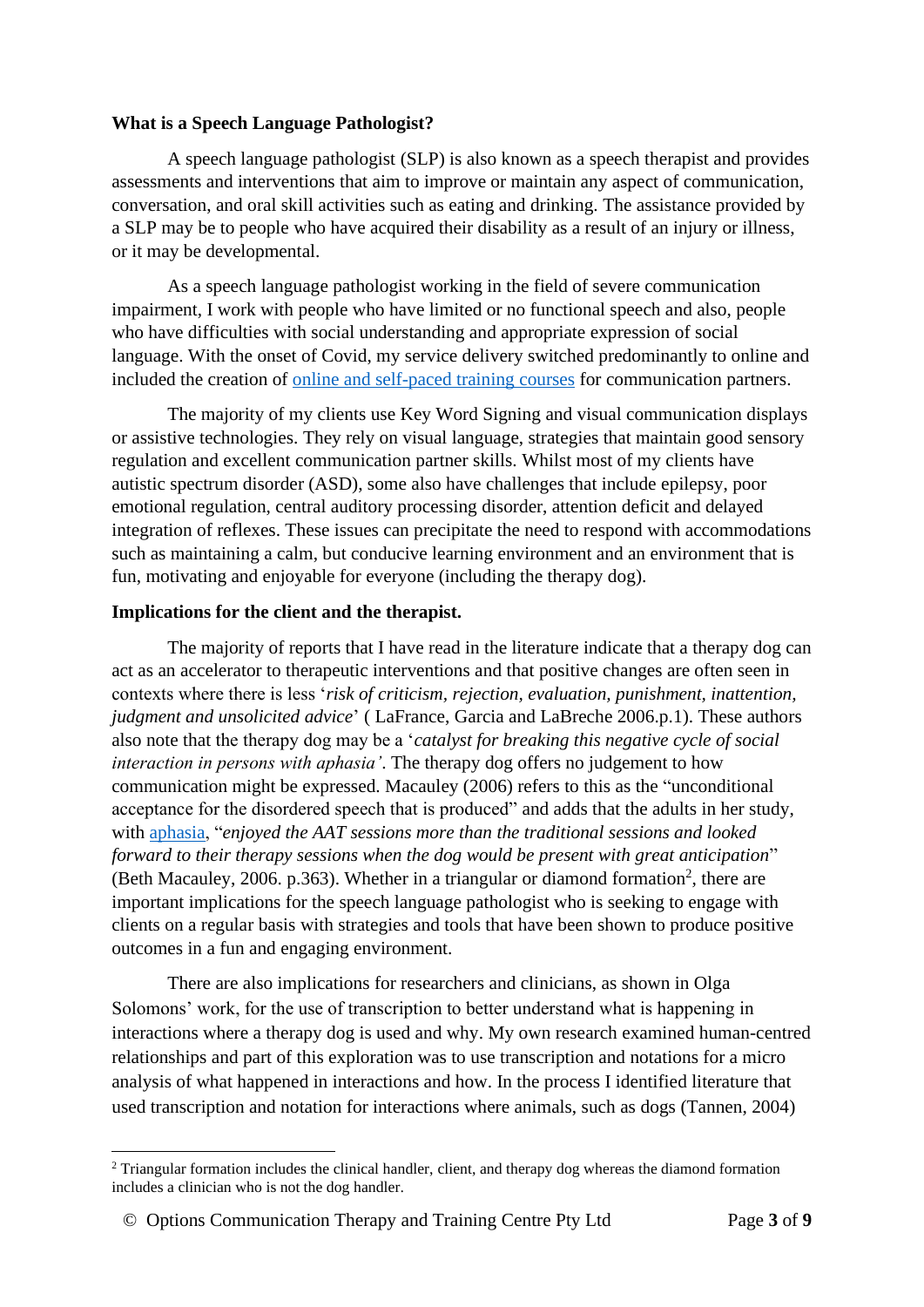**What is a Speech Language Pathologist?**

A speech language pathologist (SLP) is also known as a speech therapist and provides assessments and interventions that aim to improve or maintain any aspect of communication, conversation, and oral skill activities such as eating and drinking. The assistance provided by a SLP may be to people who have acquired their disability as a result of an injury or illness, or it may be developmental.

As a speech language pathologist working in the field of severe communication impairment, I work with people who have limited or no functional speech and also, people who have difficulties with social understanding and appropriate expression of social language. With the onset of Covid, my service delivery switched predominantly to online and included the creation of online and self-paced training courses for communication partners.

The majority of my clients use Key Word Signing and visual communication displays or assistive technologies. They rely on visual language, strategies that maintain good sensory regulation and excellent communication partner skills. Whilst most of my clients have autistic spectrum disorder (ASD), some also have challenges that include epilepsy, poor emotional regulation, central auditory processing disorder, attention deficit and delayed integration of reflexes. These issues can precipitate the need to respond with accommodations such as maintaining a calm, but conducive learning environment and an environment that is fun, motivating and enjoyable for everyone (including the therapy dog).

**Implications for the client and the therapist.**

The majority of reports that I have read in the literature indicate that a therapy dog can act as an accelerator to therapeutic interventions and that positive changes are often seen in contexts where there is less '*risk of criticism, rejection, evaluation, punishment, inattention, judgment and unsolicited advice*' ( LaFrance, Garcia and LaBreche 2006.p.1). These authors also note that the therapy dog may be a '*catalyst for breaking this negative cycle of social interaction in persons with aphasia'*. The therapy dog offers no judgement to how communication might be expressed. Macauley (2006) refers to this as the "unconditional acceptance for the disordered speech that is produced" and adds that the adults in her study, with aphasia, "*enjoyed the AAT sessions more than the traditional sessions and looked forward to their therapy sessions when the dog would be present with great anticipation*" (Beth Macauley, 2006. p.363). Whether in a triangular or diamond formation[2], there are important implications for the speech language pathologist who is seeking to engage with clients on a regular basis with strategies and tools that have been shown to produce positive outcomes in a fun and engaging environment.

There are also implications for researchers and clinicians, as shown in Olga Solomons' work, for the use of transcription to better understand what is happening in interactions where a therapy dog is used and why. My own research examined human-centred relationships and part of this exploration was to use transcription and notations for a micro analysis of what happened in interactions and how. In the process I identified literature that used transcription and notation for interactions where animals, such as dogs (Tannen, 2004)

[2] Triangular formation includes the clinical handler, client, and therapy dog whereas the diamond formation includes a clinician who is not the dog handler.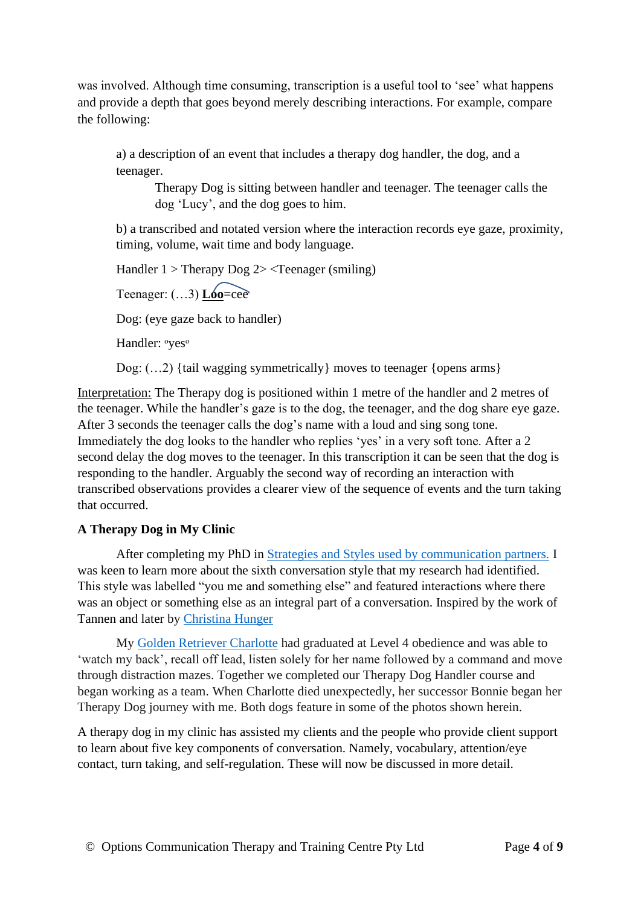was involved. Although time consuming, transcription is a useful tool to 'see' what happens and provide a depth that goes beyond merely describing interactions. For example, compare the following:

> a) a description of an event that includes a therapy dog handler, the dog, and a teenager.
>
> > Therapy Dog is sitting between handler and teenager. The teenager calls the dog 'Lucy', and the dog goes to him.
>
> b) a transcribed and notated version where the interaction records eye gaze, proximity, timing, volume, wait time and body language.
>
> Handler 1 > Therapy Dog 2> <Teenager (smiling)
>
> Teenager: (…3) **<u>Loo</u>**=cee
>
> Dog: (eye gaze back to handler)
>
> Handler: °yes°
>
> Dog: (…2) {tail wagging symmetrically} moves to teenager {opens arms}

<u>Interpretation:</u> The Therapy dog is positioned within 1 metre of the handler and 2 metres of the teenager. While the handler's gaze is to the dog, the teenager, and the dog share eye gaze. After 3 seconds the teenager calls the dog's name with a loud and sing song tone. Immediately the dog looks to the handler who replies 'yes' in a very soft tone. After a 2 second delay the dog moves to the teenager. In this transcription it can be seen that the dog is responding to the handler. Arguably the second way of recording an interaction with transcribed observations provides a clearer view of the sequence of events and the turn taking that occurred.

**A Therapy Dog in My Clinic**

After completing my PhD in Strategies and Styles used by communication partners. I was keen to learn more about the sixth conversation style that my research had identified. This style was labelled "you me and something else" and featured interactions where there was an object or something else as an integral part of a conversation. Inspired by the work of Tannen and later by Christina Hunger

My Golden Retriever Charlotte had graduated at Level 4 obedience and was able to 'watch my back', recall off lead, listen solely for her name followed by a command and move through distraction mazes. Together we completed our Therapy Dog Handler course and began working as a team. When Charlotte died unexpectedly, her successor Bonnie began her Therapy Dog journey with me. Both dogs feature in some of the photos shown herein.

A therapy dog in my clinic has assisted my clients and the people who provide client support to learn about five key components of conversation. Namely, vocabulary, attention/eye contact, turn taking, and self-regulation. These will now be discussed in more detail.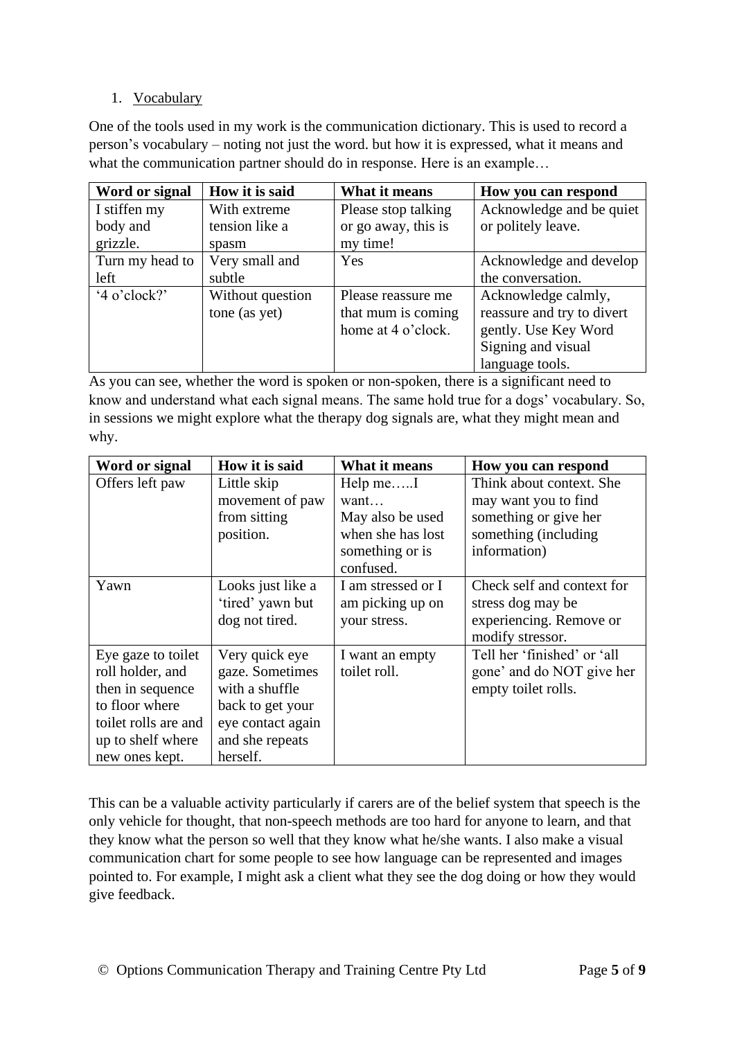1. Vocabulary

One of the tools used in my work is the communication dictionary. This is used to record a person's vocabulary – noting not just the word. but how it is expressed, what it means and what the communication partner should do in response. Here is an example…

| Word or signal | How it is said | What it means | How you can respond |
|---|---|---|---|
| I stiffen my body and grizzle. | With extreme tension like a spasm | Please stop talking or go away, this is my time! | Acknowledge and be quiet or politely leave. |
| Turn my head to left | Very small and subtle | Yes | Acknowledge and develop the conversation. |
| '4 o'clock?' | Without question tone (as yet) | Please reassure me that mum is coming home at 4 o'clock. | Acknowledge calmly, reassure and try to divert gently. Use Key Word Signing and visual language tools. |

As you can see, whether the word is spoken or non-spoken, there is a significant need to know and understand what each signal means. The same hold true for a dogs' vocabulary. So, in sessions we might explore what the therapy dog signals are, what they might mean and why.

| Word or signal | How it is said | What it means | How you can respond |
|---|---|---|---|
| Offers left paw | Little skip movement of paw from sitting position. | Help me…..I want… May also be used when she has lost something or is confused. | Think about context. She may want you to find something or give her something (including information) |
| Yawn | Looks just like a 'tired' yawn but dog not tired. | I am stressed or I am picking up on your stress. | Check self and context for stress dog may be experiencing. Remove or modify stressor. |
| Eye gaze to toilet roll holder, and then in sequence to floor where toilet rolls are and up to shelf where new ones kept. | Very quick eye gaze. Sometimes with a shuffle back to get your eye contact again and she repeats herself. | I want an empty toilet roll. | Tell her 'finished' or 'all gone' and do NOT give her empty toilet rolls. |

This can be a valuable activity particularly if carers are of the belief system that speech is the only vehicle for thought, that non-speech methods are too hard for anyone to learn, and that they know what the person so well that they know what he/she wants. I also make a visual communication chart for some people to see how language can be represented and images pointed to. For example, I might ask a client what they see the dog doing or how they would give feedback.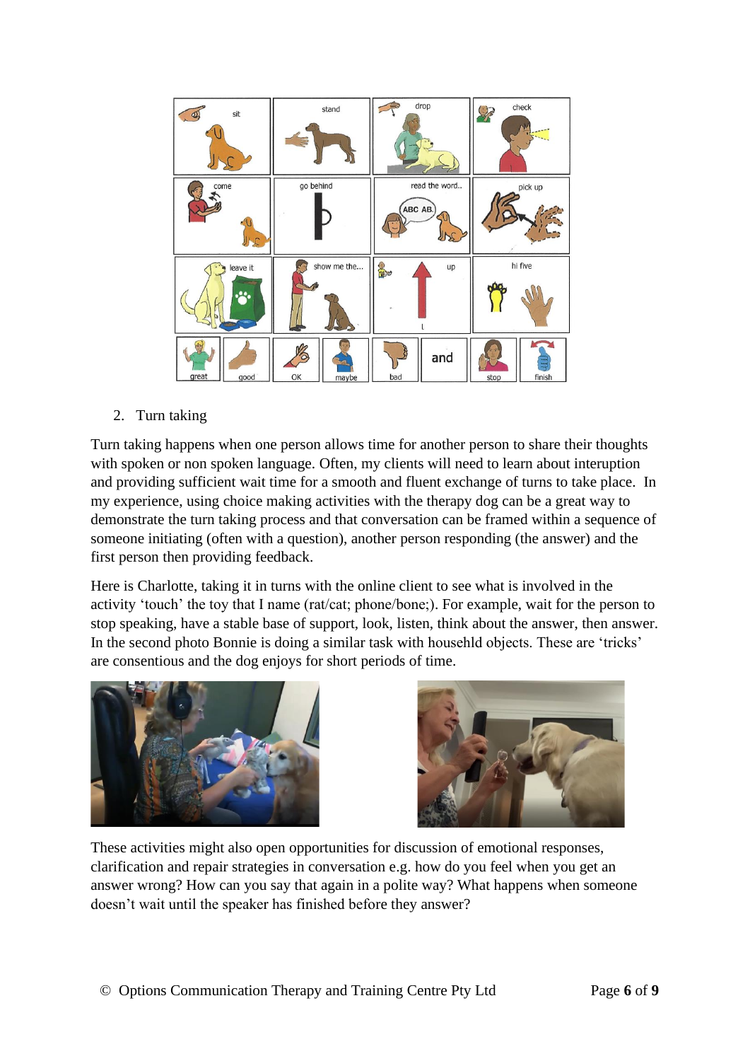2. Turn taking

Turn taking happens when one person allows time for another person to share their thoughts with spoken or non spoken language. Often, my clients will need to learn about interuption and providing sufficient wait time for a smooth and fluent exchange of turns to take place. In my experience, using choice making activities with the therapy dog can be a great way to demonstrate the turn taking process and that conversation can be framed within a sequence of someone initiating (often with a question), another person responding (the answer) and the first person then providing feedback.

Here is Charlotte, taking it in turns with the online client to see what is involved in the activity 'touch' the toy that I name (rat/cat; phone/bone;). For example, wait for the person to stop speaking, have a stable base of support, look, listen, think about the answer, then answer. In the second photo Bonnie is doing a similar task with househld objects. These are 'tricks' are consentious and the dog enjoys for short periods of time.

These activities might also open opportunities for discussion of emotional responses, clarification and repair strategies in conversation e.g. how do you feel when you get an answer wrong? How can you say that again in a polite way? What happens when someone doesn't wait until the speaker has finished before they answer?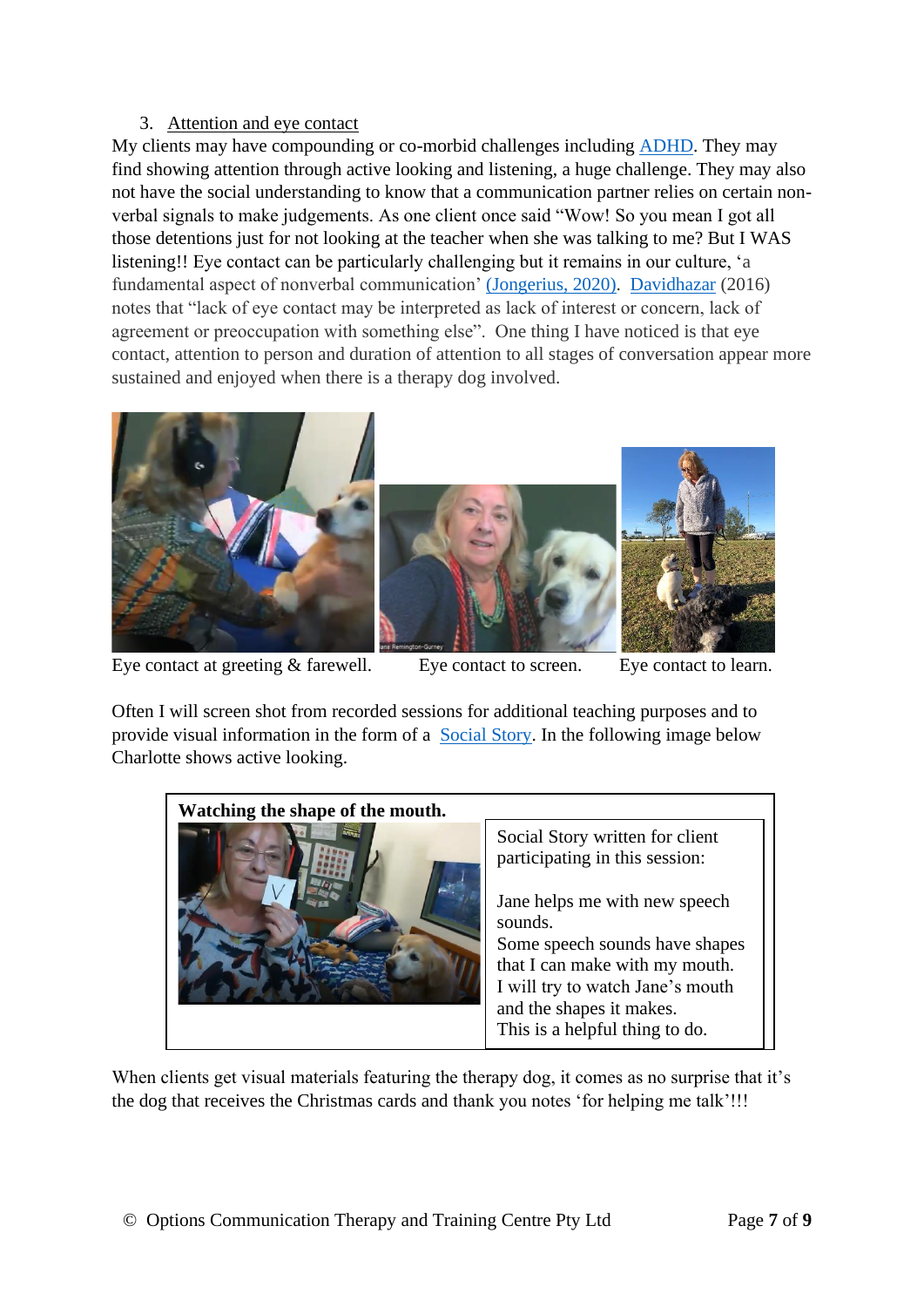3. Attention and eye contact

My clients may have compounding or co-morbid challenges including ADHD. They may find showing attention through active looking and listening, a huge challenge. They may also not have the social understanding to know that a communication partner relies on certain non-verbal signals to make judgements. As one client once said "Wow! So you mean I got all those detentions just for not looking at the teacher when she was talking to me? But I WAS listening!! Eye contact can be particularly challenging but it remains in our culture, 'a fundamental aspect of nonverbal communication' (Jongerius, 2020). Davidhazar (2016) notes that "lack of eye contact may be interpreted as lack of interest or concern, lack of agreement or preoccupation with something else". One thing I have noticed is that eye contact, attention to person and duration of attention to all stages of conversation appear more sustained and enjoyed when there is a therapy dog involved.

Eye contact at greeting & farewell. Eye contact to screen. Eye contact to learn.

Often I will screen shot from recorded sessions for additional teaching purposes and to provide visual information in the form of a Social Story. In the following image below Charlotte shows active looking.

**Watching the shape of the mouth.**

Social Story written for client participating in this session:

Jane helps me with new speech sounds.
Some speech sounds have shapes that I can make with my mouth.
I will try to watch Jane's mouth and the shapes it makes.
This is a helpful thing to do.

When clients get visual materials featuring the therapy dog, it comes as no surprise that it's the dog that receives the Christmas cards and thank you notes 'for helping me talk'!!!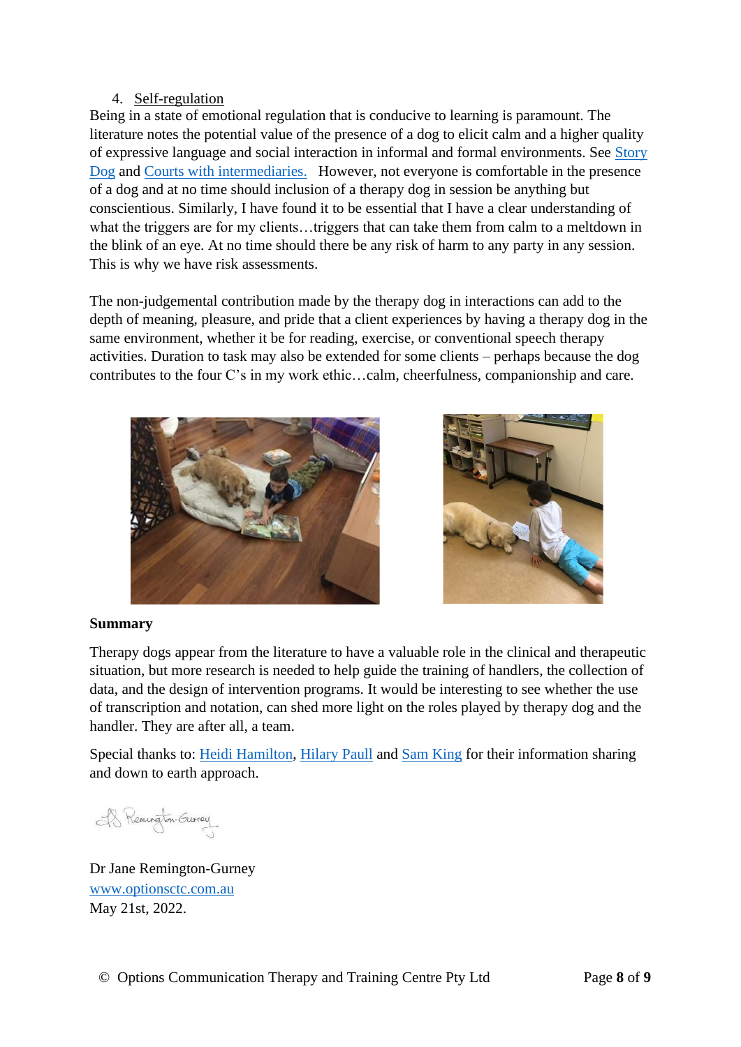4. Self-regulation

Being in a state of emotional regulation that is conducive to learning is paramount. The literature notes the potential value of the presence of a dog to elicit calm and a higher quality of expressive language and social interaction in informal and formal environments. See Story Dog and Courts with intermediaries. However, not everyone is comfortable in the presence of a dog and at no time should inclusion of a therapy dog in session be anything but conscientious. Similarly, I have found it to be essential that I have a clear understanding of what the triggers are for my clients…triggers that can take them from calm to a meltdown in the blink of an eye. At no time should there be any risk of harm to any party in any session. This is why we have risk assessments.

The non-judgemental contribution made by the therapy dog in interactions can add to the depth of meaning, pleasure, and pride that a client experiences by having a therapy dog in the same environment, whether it be for reading, exercise, or conventional speech therapy activities. Duration to task may also be extended for some clients – perhaps because the dog contributes to the four C's in my work ethic…calm, cheerfulness, companionship and care.

**Summary**

Therapy dogs appear from the literature to have a valuable role in the clinical and therapeutic situation, but more research is needed to help guide the training of handlers, the collection of data, and the design of intervention programs. It would be interesting to see whether the use of transcription and notation, can shed more light on the roles played by therapy dog and the handler. They are after all, a team.

Special thanks to: Heidi Hamilton, Hilary Paull and Sam King for their information sharing and down to earth approach.

Dr Jane Remington-Gurney
www.optionsctc.com.au
May 21st, 2022.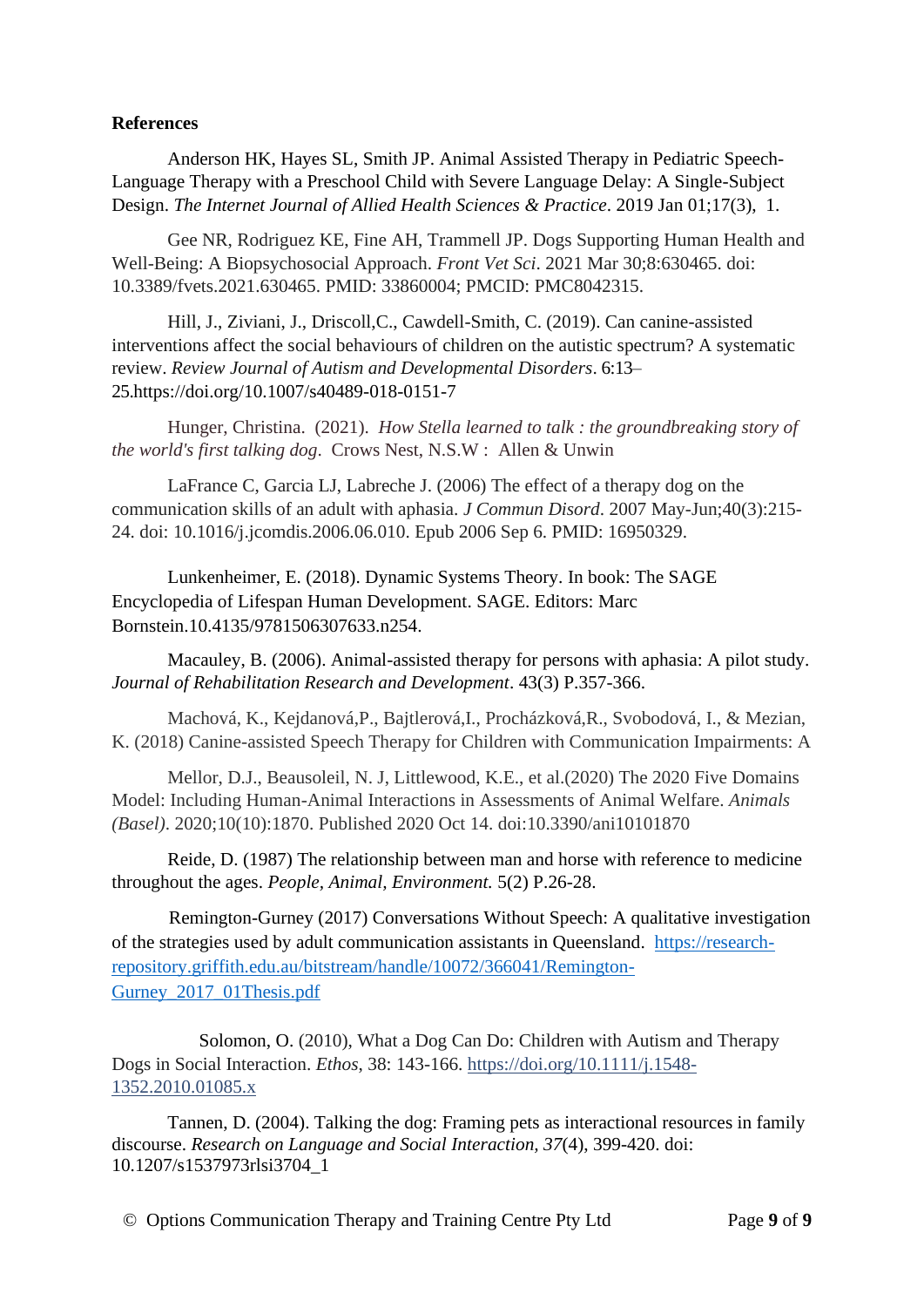**References**

Anderson HK, Hayes SL, Smith JP. Animal Assisted Therapy in Pediatric Speech-Language Therapy with a Preschool Child with Severe Language Delay: A Single-Subject Design. *The Internet Journal of Allied Health Sciences & Practice*. 2019 Jan 01;17(3), 1.

Gee NR, Rodriguez KE, Fine AH, Trammell JP. Dogs Supporting Human Health and Well-Being: A Biopsychosocial Approach. *Front Vet Sci*. 2021 Mar 30;8:630465. doi: 10.3389/fvets.2021.630465. PMID: 33860004; PMCID: PMC8042315.

Hill, J., Ziviani, J., Driscoll,C., Cawdell-Smith, C. (2019). Can canine-assisted interventions affect the social behaviours of children on the autistic spectrum? A systematic review. *Review Journal of Autism and Developmental Disorders*. 6:13–25.https://doi.org/10.1007/s40489-018-0151-7

Hunger, Christina. (2021). *How Stella learned to talk : the groundbreaking story of the world's first talking dog*. Crows Nest, N.S.W : Allen & Unwin

LaFrance C, Garcia LJ, Labreche J. (2006) The effect of a therapy dog on the communication skills of an adult with aphasia. *J Commun Disord*. 2007 May-Jun;40(3):215-24. doi: 10.1016/j.jcomdis.2006.06.010. Epub 2006 Sep 6. PMID: 16950329.

Lunkenheimer, E. (2018). Dynamic Systems Theory. In book: The SAGE Encyclopedia of Lifespan Human Development. SAGE. Editors: Marc Bornstein.10.4135/9781506307633.n254.

Macauley, B. (2006). Animal-assisted therapy for persons with aphasia: A pilot study. *Journal of Rehabilitation Research and Development*. 43(3) P.357-366.

Machová, K., Kejdanová,P., Bajtlerová,I., Procházková,R., Svobodová, I., & Mezian, K. (2018) Canine-assisted Speech Therapy for Children with Communication Impairments: A

Mellor, D.J., Beausoleil, N. J, Littlewood, K.E., et al.(2020) The 2020 Five Domains Model: Including Human-Animal Interactions in Assessments of Animal Welfare. *Animals (Basel)*. 2020;10(10):1870. Published 2020 Oct 14. doi:10.3390/ani10101870

Reide, D. (1987) The relationship between man and horse with reference to medicine throughout the ages. *People, Animal, Environment.* 5(2) P.26-28.

Remington-Gurney (2017) Conversations Without Speech: A qualitative investigation of the strategies used by adult communication assistants in Queensland. https://research-repository.griffith.edu.au/bitstream/handle/10072/366041/Remington-Gurney_2017_01Thesis.pdf

Solomon, O. (2010), What a Dog Can Do: Children with Autism and Therapy Dogs in Social Interaction. *Ethos*, 38: 143-166. https://doi.org/10.1111/j.1548-1352.2010.01085.x

Tannen, D. (2004). Talking the dog: Framing pets as interactional resources in family discourse. *Research on Language and Social Interaction*, *37*(4), 399-420. doi: 10.1207/s1537973rlsi3704_1

© Options Communication Therapy and Training Centre Pty Ltd